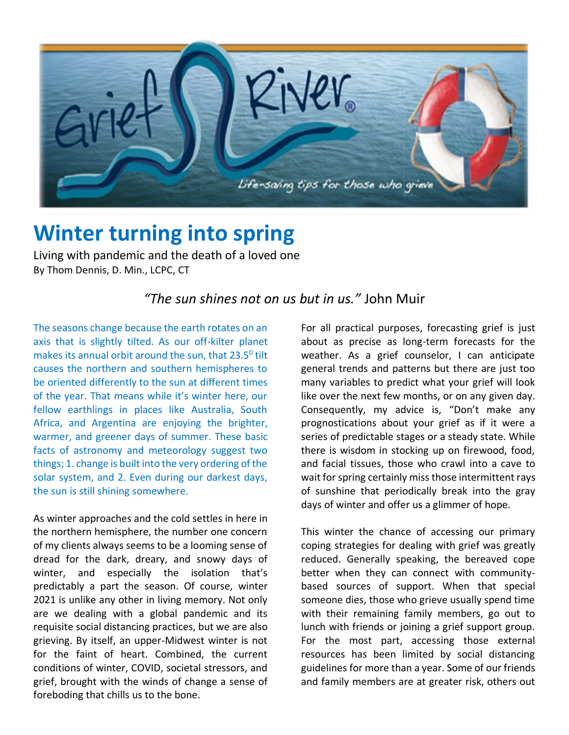Grief River®

Life-saving tips for those who grieve

# Winter turning into spring

Living with pandemic and the death of a loved one

By Thom Dennis, D. Min., LCPC, CT

*"The sun shines not on us but in us."* John Muir

The seasons change because the earth rotates on an axis that is slightly tilted. As our off-kilter planet makes its annual orbit around the sun, that $23.5^0$ tilt causes the northern and southern hemispheres to be oriented differently to the sun at different times of the year. That means while it's winter here, our fellow earthlings in places like Australia, South Africa, and Argentina are enjoying the brighter, warmer, and greener days of summer. These basic facts of astronomy and meteorology suggest two things; 1. change is built into the very ordering of the solar system, and 2. Even during our darkest days, the sun is still shining somewhere.

As winter approaches and the cold settles in here in the northern hemisphere, the number one concern of my clients always seems to be a looming sense of dread for the dark, dreary, and snowy days of winter, and especially the isolation that's predictably a part the season. Of course, winter 2021 is unlike any other in living memory. Not only are we dealing with a global pandemic and its requisite social distancing practices, but we are also grieving. By itself, an upper-Midwest winter is not for the faint of heart. Combined, the current conditions of winter, COVID, societal stressors, and grief, brought with the winds of change a sense of foreboding that chills us to the bone.

For all practical purposes, forecasting grief is just about as precise as long-term forecasts for the weather. As a grief counselor, I can anticipate general trends and patterns but there are just too many variables to predict what your grief will look like over the next few months, or on any given day. Consequently, my advice is, "Don't make any prognostications about your grief as if it were a series of predictable stages or a steady state. While there is wisdom in stocking up on firewood, food, and facial tissues, those who crawl into a cave to wait for spring certainly miss those intermittent rays of sunshine that periodically break into the gray days of winter and offer us a glimmer of hope.

This winter the chance of accessing our primary coping strategies for dealing with grief was greatly reduced. Generally speaking, the bereaved cope better when they can connect with community-based sources of support. When that special someone dies, those who grieve usually spend time with their remaining family members, go out to lunch with friends or joining a grief support group. For the most part, accessing those external resources has been limited by social distancing guidelines for more than a year. Some of our friends and family members are at greater risk, others out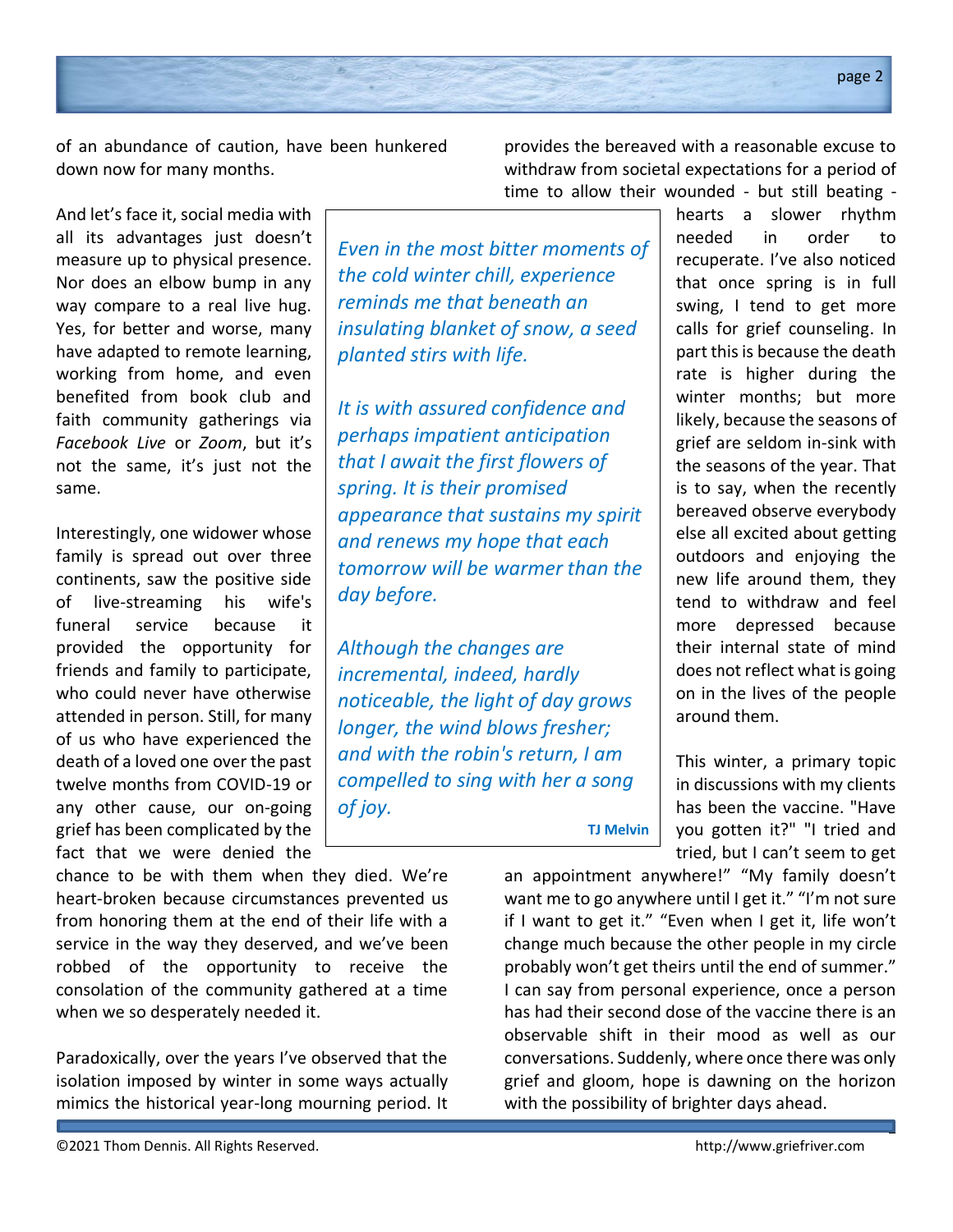of an abundance of caution, have been hunkered down now for many months.

And let's face it, social media with all its advantages just doesn't measure up to physical presence. Nor does an elbow bump in any way compare to a real live hug. Yes, for better and worse, many have adapted to remote learning, working from home, and even benefited from book club and faith community gatherings via *Facebook Live* or *Zoom*, but it's not the same, it's just not the same.

Interestingly, one widower whose family is spread out over three continents, saw the positive side of live-streaming his wife's funeral service because it provided the opportunity for friends and family to participate, who could never have otherwise attended in person. Still, for many of us who have experienced the death of a loved one over the past twelve months from COVID-19 or any other cause, our on-going grief has been complicated by the fact that we were denied the chance to be with them when they died. We're heart-broken because circumstances prevented us from honoring them at the end of their life with a service in the way they deserved, and we've been robbed of the opportunity to receive the consolation of the community gathered at a time when we so desperately needed it.

Paradoxically, over the years I've observed that the isolation imposed by winter in some ways actually mimics the historical year-long mourning period. It provides the bereaved with a reasonable excuse to withdraw from societal expectations for a period of time to allow their wounded - but still beating - hearts a slower rhythm needed in order to recuperate. I've also noticed that once spring is in full swing, I tend to get more calls for grief counseling. In part this is because the death rate is higher during the winter months; but more likely, because the seasons of grief are seldom in-sink with the seasons of the year. That is to say, when the recently bereaved observe everybody else all excited about getting outdoors and enjoying the new life around them, they tend to withdraw and feel more depressed because their internal state of mind does not reflect what is going on in the lives of the people around them.

This winter, a primary topic in discussions with my clients has been the vaccine. "Have you gotten it?" "I tried and tried, but I can't seem to get an appointment anywhere!" "My family doesn't want me to go anywhere until I get it." "I'm not sure if I want to get it." "Even when I get it, life won't change much because the other people in my circle probably won't get theirs until the end of summer." I can say from personal experience, once a person has had their second dose of the vaccine there is an observable shift in their mood as well as our conversations. Suddenly, where once there was only grief and gloom, hope is dawning on the horizon with the possibility of brighter days ahead.

> *Even in the most bitter moments of the cold winter chill, experience reminds me that beneath an insulating blanket of snow, a seed planted stirs with life.*
>
> *It is with assured confidence and perhaps impatient anticipation that I await the first flowers of spring. It is their promised appearance that sustains my spirit and renews my hope that each tomorrow will be warmer than the day before.*
>
> *Although the changes are incremental, indeed, hardly noticeable, the light of day grows longer, the wind blows fresher; and with the robin's return, I am compelled to sing with her a song of joy.*
>
> **TJ Melvin**

©2021 Thom Dennis. All Rights Reserved. http://www.griefriver.com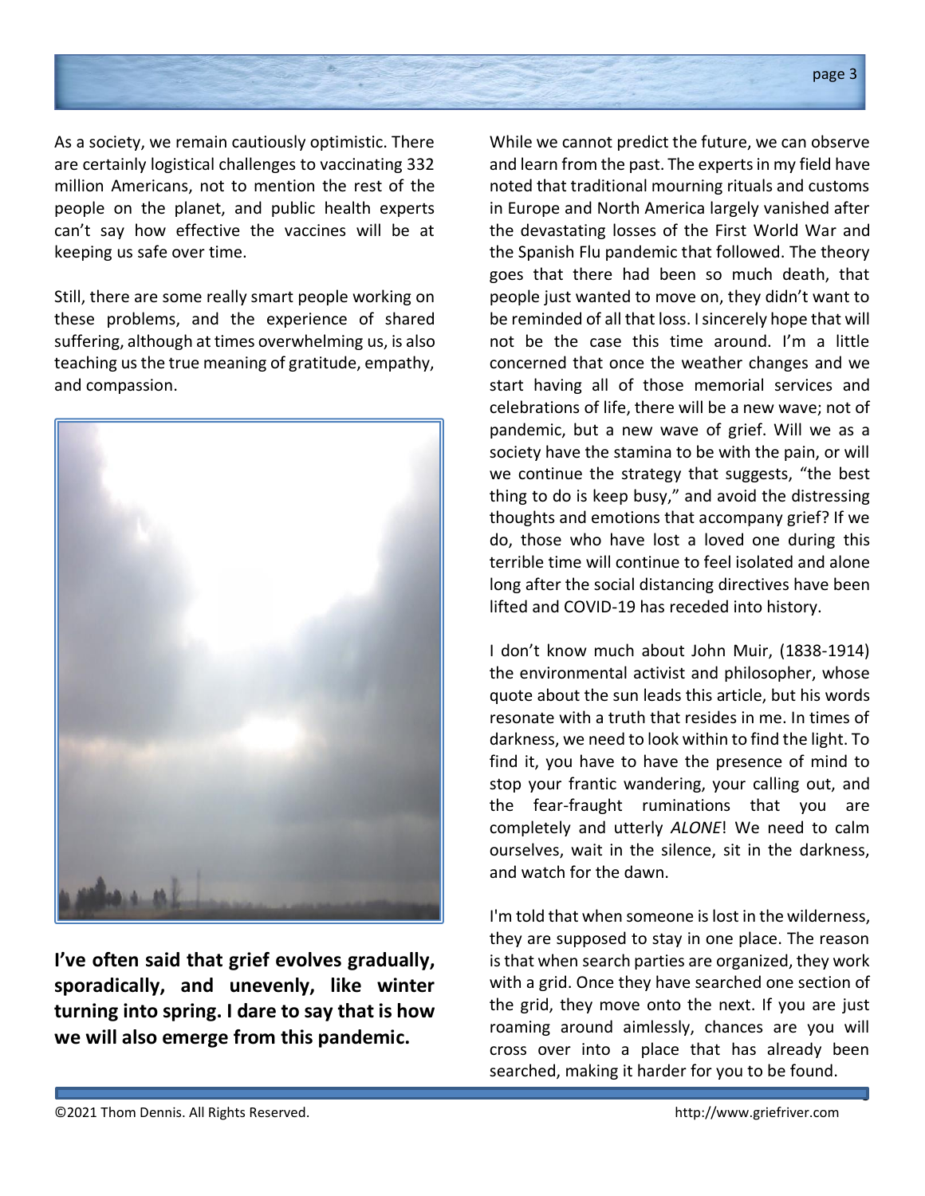As a society, we remain cautiously optimistic. There are certainly logistical challenges to vaccinating 332 million Americans, not to mention the rest of the people on the planet, and public health experts can't say how effective the vaccines will be at keeping us safe over time.

Still, there are some really smart people working on these problems, and the experience of shared suffering, although at times overwhelming us, is also teaching us the true meaning of gratitude, empathy, and compassion.

**I've often said that grief evolves gradually, sporadically, and unevenly, like winter turning into spring. I dare to say that is how we will also emerge from this pandemic.**

While we cannot predict the future, we can observe and learn from the past. The experts in my field have noted that traditional mourning rituals and customs in Europe and North America largely vanished after the devastating losses of the First World War and the Spanish Flu pandemic that followed. The theory goes that there had been so much death, that people just wanted to move on, they didn't want to be reminded of all that loss. I sincerely hope that will not be the case this time around. I'm a little concerned that once the weather changes and we start having all of those memorial services and celebrations of life, there will be a new wave; not of pandemic, but a new wave of grief. Will we as a society have the stamina to be with the pain, or will we continue the strategy that suggests, "the best thing to do is keep busy," and avoid the distressing thoughts and emotions that accompany grief? If we do, those who have lost a loved one during this terrible time will continue to feel isolated and alone long after the social distancing directives have been lifted and COVID-19 has receded into history.

I don't know much about John Muir, (1838-1914) the environmental activist and philosopher, whose quote about the sun leads this article, but his words resonate with a truth that resides in me. In times of darkness, we need to look within to find the light. To find it, you have to have the presence of mind to stop your frantic wandering, your calling out, and the fear-fraught ruminations that you are completely and utterly *ALONE*! We need to calm ourselves, wait in the silence, sit in the darkness, and watch for the dawn.

I'm told that when someone is lost in the wilderness, they are supposed to stay in one place. The reason is that when search parties are organized, they work with a grid. Once they have searched one section of the grid, they move onto the next. If you are just roaming around aimlessly, chances are you will cross over into a place that has already been searched, making it harder for you to be found.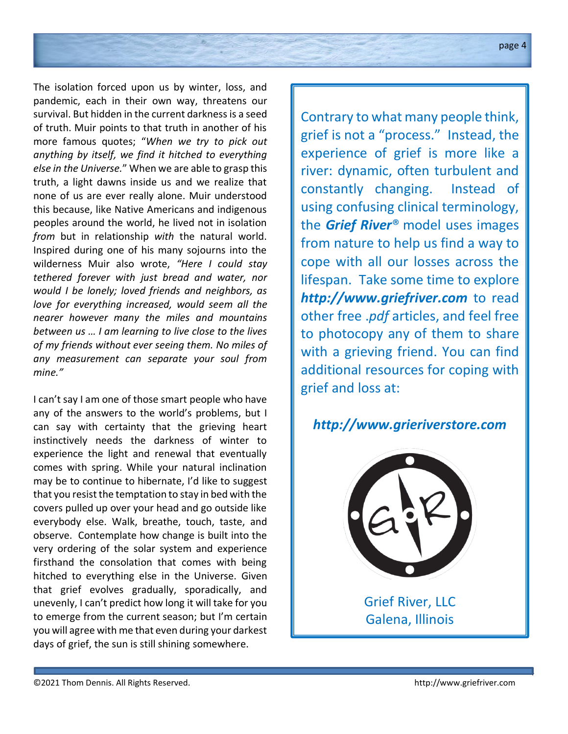The isolation forced upon us by winter, loss, and pandemic, each in their own way, threatens our survival. But hidden in the current darkness is a seed of truth. Muir points to that truth in another of his more famous quotes; "*When we try to pick out anything by itself, we find it hitched to everything else in the Universe.*" When we are able to grasp this truth, a light dawns inside us and we realize that none of us are ever really alone. Muir understood this because, like Native Americans and indigenous peoples around the world, he lived not in isolation *from* but in relationship *with* the natural world. Inspired during one of his many sojourns into the wilderness Muir also wrote, *"Here I could stay tethered forever with just bread and water, nor would I be lonely; loved friends and neighbors, as love for everything increased, would seem all the nearer however many the miles and mountains between us … I am learning to live close to the lives of my friends without ever seeing them. No miles of any measurement can separate your soul from mine."*

I can't say I am one of those smart people who have any of the answers to the world's problems, but I can say with certainty that the grieving heart instinctively needs the darkness of winter to experience the light and renewal that eventually comes with spring. While your natural inclination may be to continue to hibernate, I'd like to suggest that you resist the temptation to stay in bed with the covers pulled up over your head and go outside like everybody else. Walk, breathe, touch, taste, and observe. Contemplate how change is built into the very ordering of the solar system and experience firsthand the consolation that comes with being hitched to everything else in the Universe. Given that grief evolves gradually, sporadically, and unevenly, I can't predict how long it will take for you to emerge from the current season; but I'm certain you will agree with me that even during your darkest days of grief, the sun is still shining somewhere.

Contrary to what many people think, grief is not a "process." Instead, the experience of grief is more like a river: dynamic, often turbulent and constantly changing. Instead of using confusing clinical terminology, the ***Grief River***® model uses images from nature to help us find a way to cope with all our losses across the lifespan. Take some time to explore ***http://www.griefriver.com*** to read other free *.pdf* articles, and feel free to photocopy any of them to share with a grieving friend. You can find additional resources for coping with grief and loss at:

***http://www.grieriverstore.com***

Grief River, LLC
Galena, Illinois

©2021 Thom Dennis. All Rights Reserved.